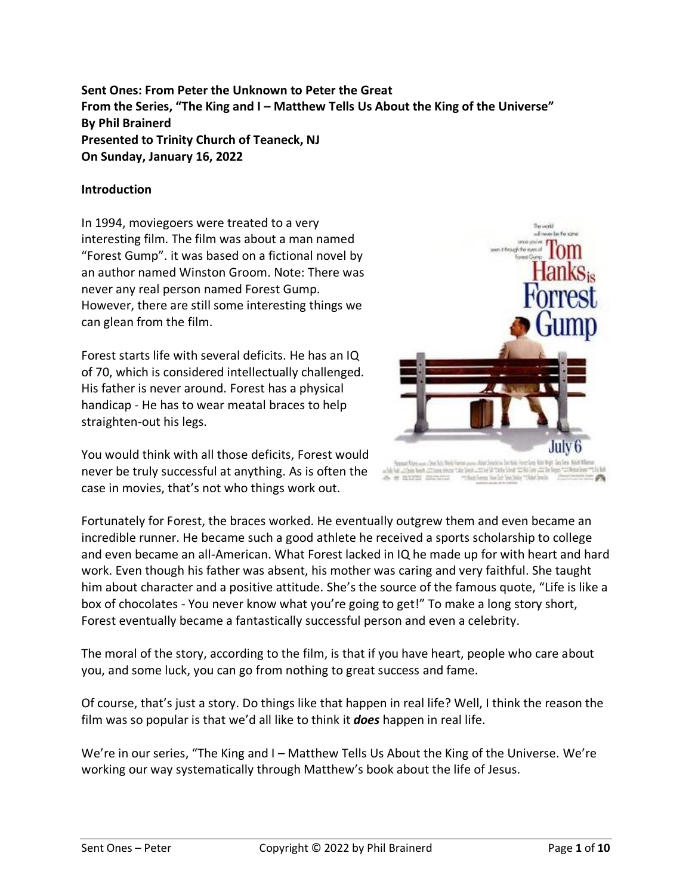**Sent Ones: From Peter the Unknown to Peter the Great**
**From the Series, "The King and I – Matthew Tells Us About the King of the Universe"**
**By Phil Brainerd**
**Presented to Trinity Church of Teaneck, NJ**
**On Sunday, January 16, 2022**

**Introduction**

In 1994, moviegoers were treated to a very interesting film. The film was about a man named "Forest Gump". it was based on a fictional novel by an author named Winston Groom. Note: There was never any real person named Forest Gump. However, there are still some interesting things we can glean from the film.

Forest starts life with several deficits. He has an IQ of 70, which is considered intellectually challenged. His father is never around. Forest has a physical handicap - He has to wear meatal braces to help straighten-out his legs.

You would think with all those deficits, Forest would never be truly successful at anything. As is often the case in movies, that's not who things work out.

Fortunately for Forest, the braces worked. He eventually outgrew them and even became an incredible runner. He became such a good athlete he received a sports scholarship to college and even became an all-American. What Forest lacked in IQ he made up for with heart and hard work. Even though his father was absent, his mother was caring and very faithful. She taught him about character and a positive attitude. She's the source of the famous quote, "Life is like a box of chocolates - You never know what you're going to get!" To make a long story short, Forest eventually became a fantastically successful person and even a celebrity.

The moral of the story, according to the film, is that if you have heart, people who care about you, and some luck, you can go from nothing to great success and fame.

Of course, that's just a story. Do things like that happen in real life? Well, I think the reason the film was so popular is that we'd all like to think it ***does*** happen in real life.

We're in our series, "The King and I – Matthew Tells Us About the King of the Universe. We're working our way systematically through Matthew's book about the life of Jesus.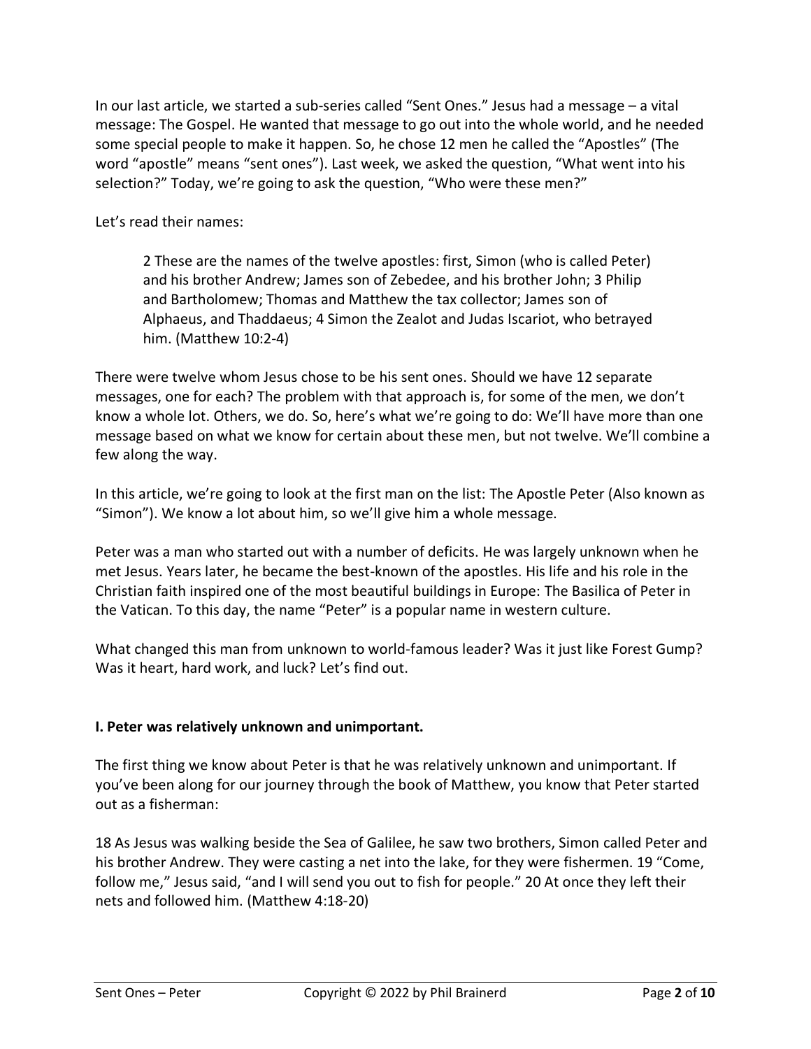In our last article, we started a sub-series called "Sent Ones." Jesus had a message – a vital message: The Gospel. He wanted that message to go out into the whole world, and he needed some special people to make it happen. So, he chose 12 men he called the "Apostles" (The word "apostle" means "sent ones"). Last week, we asked the question, "What went into his selection?" Today, we're going to ask the question, "Who were these men?"

Let's read their names:

> 2 These are the names of the twelve apostles: first, Simon (who is called Peter) and his brother Andrew; James son of Zebedee, and his brother John; 3 Philip and Bartholomew; Thomas and Matthew the tax collector; James son of Alphaeus, and Thaddaeus; 4 Simon the Zealot and Judas Iscariot, who betrayed him. (Matthew 10:2-4)

There were twelve whom Jesus chose to be his sent ones. Should we have 12 separate messages, one for each? The problem with that approach is, for some of the men, we don't know a whole lot. Others, we do. So, here's what we're going to do: We'll have more than one message based on what we know for certain about these men, but not twelve. We'll combine a few along the way.

In this article, we're going to look at the first man on the list: The Apostle Peter (Also known as "Simon"). We know a lot about him, so we'll give him a whole message.

Peter was a man who started out with a number of deficits. He was largely unknown when he met Jesus. Years later, he became the best-known of the apostles. His life and his role in the Christian faith inspired one of the most beautiful buildings in Europe: The Basilica of Peter in the Vatican. To this day, the name "Peter" is a popular name in western culture.

What changed this man from unknown to world-famous leader? Was it just like Forest Gump? Was it heart, hard work, and luck? Let's find out.

**I. Peter was relatively unknown and unimportant.**

The first thing we know about Peter is that he was relatively unknown and unimportant. If you've been along for our journey through the book of Matthew, you know that Peter started out as a fisherman:

18 As Jesus was walking beside the Sea of Galilee, he saw two brothers, Simon called Peter and his brother Andrew. They were casting a net into the lake, for they were fishermen. 19 "Come, follow me," Jesus said, "and I will send you out to fish for people." 20 At once they left their nets and followed him. (Matthew 4:18-20)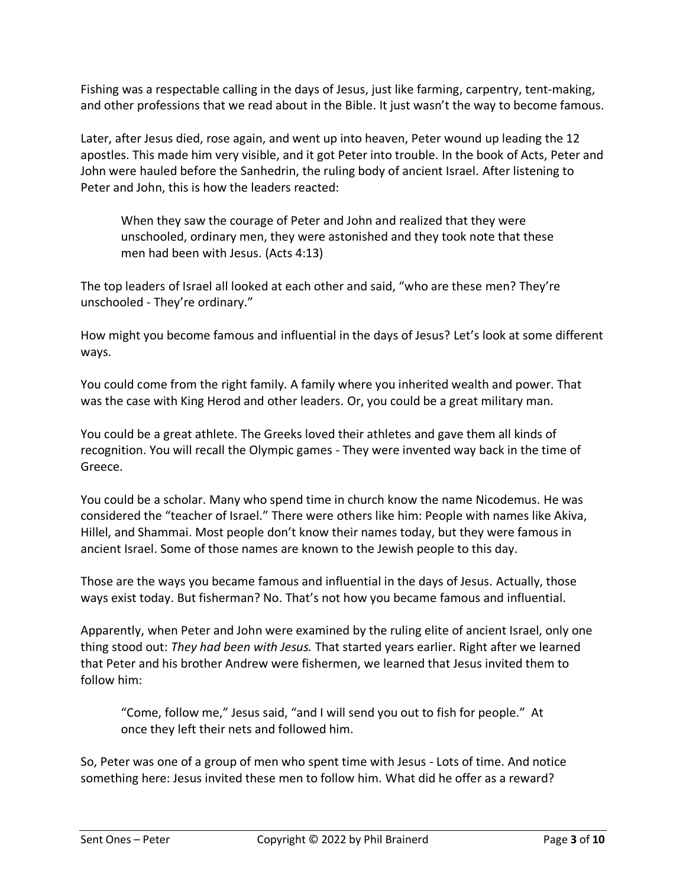Fishing was a respectable calling in the days of Jesus, just like farming, carpentry, tent-making, and other professions that we read about in the Bible. It just wasn't the way to become famous.

Later, after Jesus died, rose again, and went up into heaven, Peter wound up leading the 12 apostles. This made him very visible, and it got Peter into trouble. In the book of Acts, Peter and John were hauled before the Sanhedrin, the ruling body of ancient Israel. After listening to Peter and John, this is how the leaders reacted:

> When they saw the courage of Peter and John and realized that they were unschooled, ordinary men, they were astonished and they took note that these men had been with Jesus. (Acts 4:13)

The top leaders of Israel all looked at each other and said, "who are these men? They're unschooled - They're ordinary."

How might you become famous and influential in the days of Jesus? Let's look at some different ways.

You could come from the right family. A family where you inherited wealth and power. That was the case with King Herod and other leaders. Or, you could be a great military man.

You could be a great athlete. The Greeks loved their athletes and gave them all kinds of recognition. You will recall the Olympic games - They were invented way back in the time of Greece.

You could be a scholar. Many who spend time in church know the name Nicodemus. He was considered the "teacher of Israel." There were others like him: People with names like Akiva, Hillel, and Shammai. Most people don't know their names today, but they were famous in ancient Israel. Some of those names are known to the Jewish people to this day.

Those are the ways you became famous and influential in the days of Jesus. Actually, those ways exist today. But fisherman? No. That's not how you became famous and influential.

Apparently, when Peter and John were examined by the ruling elite of ancient Israel, only one thing stood out: *They had been with Jesus.* That started years earlier. Right after we learned that Peter and his brother Andrew were fishermen, we learned that Jesus invited them to follow him:

> "Come, follow me," Jesus said, "and I will send you out to fish for people." At once they left their nets and followed him.

So, Peter was one of a group of men who spent time with Jesus - Lots of time. And notice something here: Jesus invited these men to follow him. What did he offer as a reward?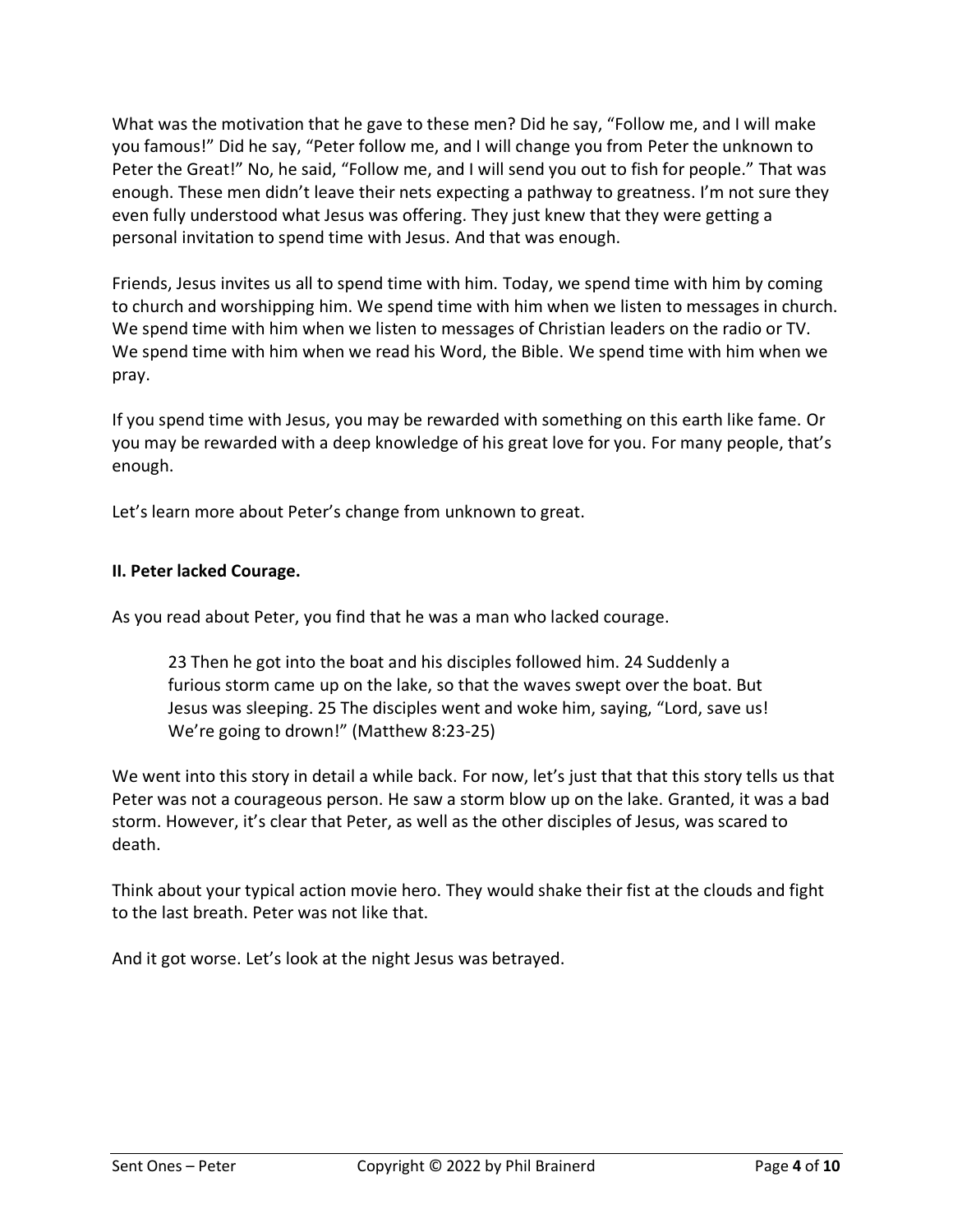What was the motivation that he gave to these men? Did he say, "Follow me, and I will make you famous!" Did he say, "Peter follow me, and I will change you from Peter the unknown to Peter the Great!" No, he said, "Follow me, and I will send you out to fish for people." That was enough. These men didn't leave their nets expecting a pathway to greatness. I'm not sure they even fully understood what Jesus was offering. They just knew that they were getting a personal invitation to spend time with Jesus. And that was enough.

Friends, Jesus invites us all to spend time with him. Today, we spend time with him by coming to church and worshipping him. We spend time with him when we listen to messages in church. We spend time with him when we listen to messages of Christian leaders on the radio or TV. We spend time with him when we read his Word, the Bible. We spend time with him when we pray.

If you spend time with Jesus, you may be rewarded with something on this earth like fame. Or you may be rewarded with a deep knowledge of his great love for you. For many people, that's enough.

Let's learn more about Peter's change from unknown to great.

**II. Peter lacked Courage.**

As you read about Peter, you find that he was a man who lacked courage.

> 23 Then he got into the boat and his disciples followed him. 24 Suddenly a furious storm came up on the lake, so that the waves swept over the boat. But Jesus was sleeping. 25 The disciples went and woke him, saying, "Lord, save us! We're going to drown!" (Matthew 8:23-25)

We went into this story in detail a while back. For now, let's just that that this story tells us that Peter was not a courageous person. He saw a storm blow up on the lake. Granted, it was a bad storm. However, it's clear that Peter, as well as the other disciples of Jesus, was scared to death.

Think about your typical action movie hero. They would shake their fist at the clouds and fight to the last breath. Peter was not like that.

And it got worse. Let's look at the night Jesus was betrayed.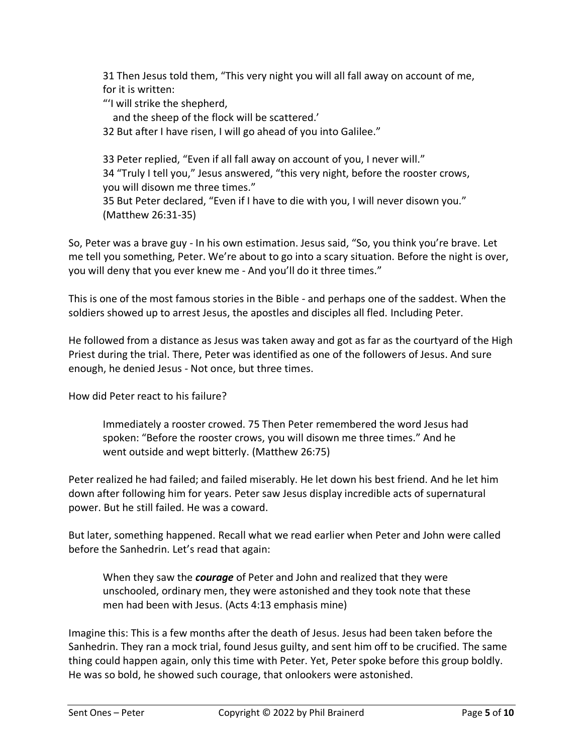> 31 Then Jesus told them, "This very night you will all fall away on account of me, for it is written:
> "'I will strike the shepherd,
> and the sheep of the flock will be scattered.'
> 32 But after I have risen, I will go ahead of you into Galilee."
>
> 33 Peter replied, "Even if all fall away on account of you, I never will."
> 34 "Truly I tell you," Jesus answered, "this very night, before the rooster crows, you will disown me three times."
> 35 But Peter declared, "Even if I have to die with you, I will never disown you." (Matthew 26:31-35)

So, Peter was a brave guy - In his own estimation. Jesus said, "So, you think you're brave. Let me tell you something, Peter. We're about to go into a scary situation. Before the night is over, you will deny that you ever knew me - And you'll do it three times."

This is one of the most famous stories in the Bible - and perhaps one of the saddest. When the soldiers showed up to arrest Jesus, the apostles and disciples all fled. Including Peter.

He followed from a distance as Jesus was taken away and got as far as the courtyard of the High Priest during the trial. There, Peter was identified as one of the followers of Jesus. And sure enough, he denied Jesus - Not once, but three times.

How did Peter react to his failure?

> Immediately a rooster crowed. 75 Then Peter remembered the word Jesus had spoken: "Before the rooster crows, you will disown me three times." And he went outside and wept bitterly. (Matthew 26:75)

Peter realized he had failed; and failed miserably. He let down his best friend. And he let him down after following him for years. Peter saw Jesus display incredible acts of supernatural power. But he still failed. He was a coward.

But later, something happened. Recall what we read earlier when Peter and John were called before the Sanhedrin. Let's read that again:

> When they saw the ***courage*** of Peter and John and realized that they were unschooled, ordinary men, they were astonished and they took note that these men had been with Jesus. (Acts 4:13 emphasis mine)

Imagine this: This is a few months after the death of Jesus. Jesus had been taken before the Sanhedrin. They ran a mock trial, found Jesus guilty, and sent him off to be crucified. The same thing could happen again, only this time with Peter. Yet, Peter spoke before this group boldly. He was so bold, he showed such courage, that onlookers were astonished.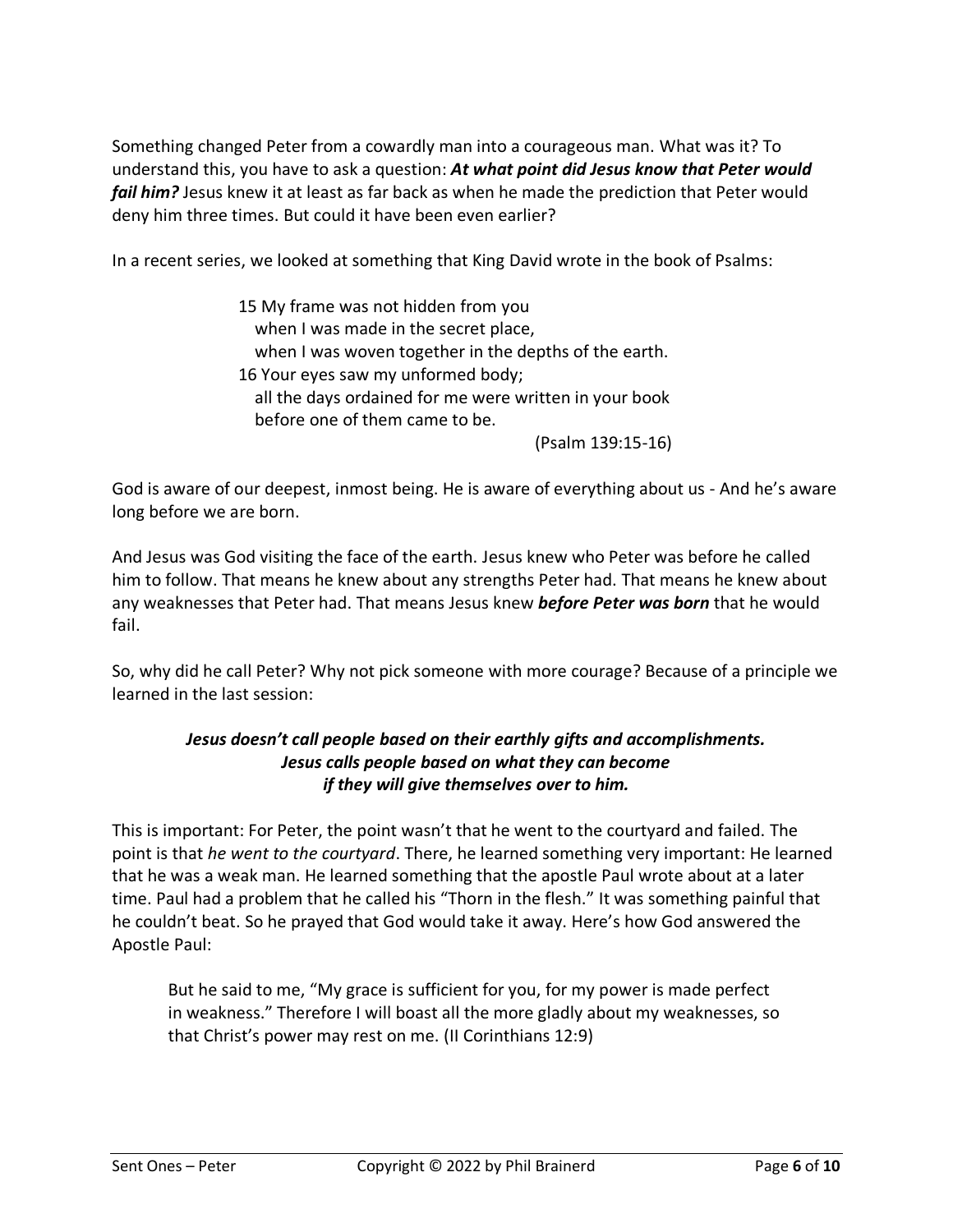Something changed Peter from a cowardly man into a courageous man. What was it? To understand this, you have to ask a question: ***At what point did Jesus know that Peter would fail him?*** Jesus knew it at least as far back as when he made the prediction that Peter would deny him three times. But could it have been even earlier?

In a recent series, we looked at something that King David wrote in the book of Psalms:

> 15 My frame was not hidden from you
> when I was made in the secret place,
> when I was woven together in the depths of the earth.
> 16 Your eyes saw my unformed body;
> all the days ordained for me were written in your book
> before one of them came to be.
>
> (Psalm 139:15-16)

God is aware of our deepest, inmost being. He is aware of everything about us - And he's aware long before we are born.

And Jesus was God visiting the face of the earth. Jesus knew who Peter was before he called him to follow. That means he knew about any strengths Peter had. That means he knew about any weaknesses that Peter had. That means Jesus knew ***before Peter was born*** that he would fail.

So, why did he call Peter? Why not pick someone with more courage? Because of a principle we learned in the last session:

***Jesus doesn't call people based on their earthly gifts and accomplishments.***
***Jesus calls people based on what they can become***
***if they will give themselves over to him.***

This is important: For Peter, the point wasn't that he went to the courtyard and failed. The point is that *he went to the courtyard*. There, he learned something very important: He learned that he was a weak man. He learned something that the apostle Paul wrote about at a later time. Paul had a problem that he called his "Thorn in the flesh." It was something painful that he couldn't beat. So he prayed that God would take it away. Here's how God answered the Apostle Paul:

> But he said to me, "My grace is sufficient for you, for my power is made perfect in weakness." Therefore I will boast all the more gladly about my weaknesses, so that Christ's power may rest on me. (II Corinthians 12:9)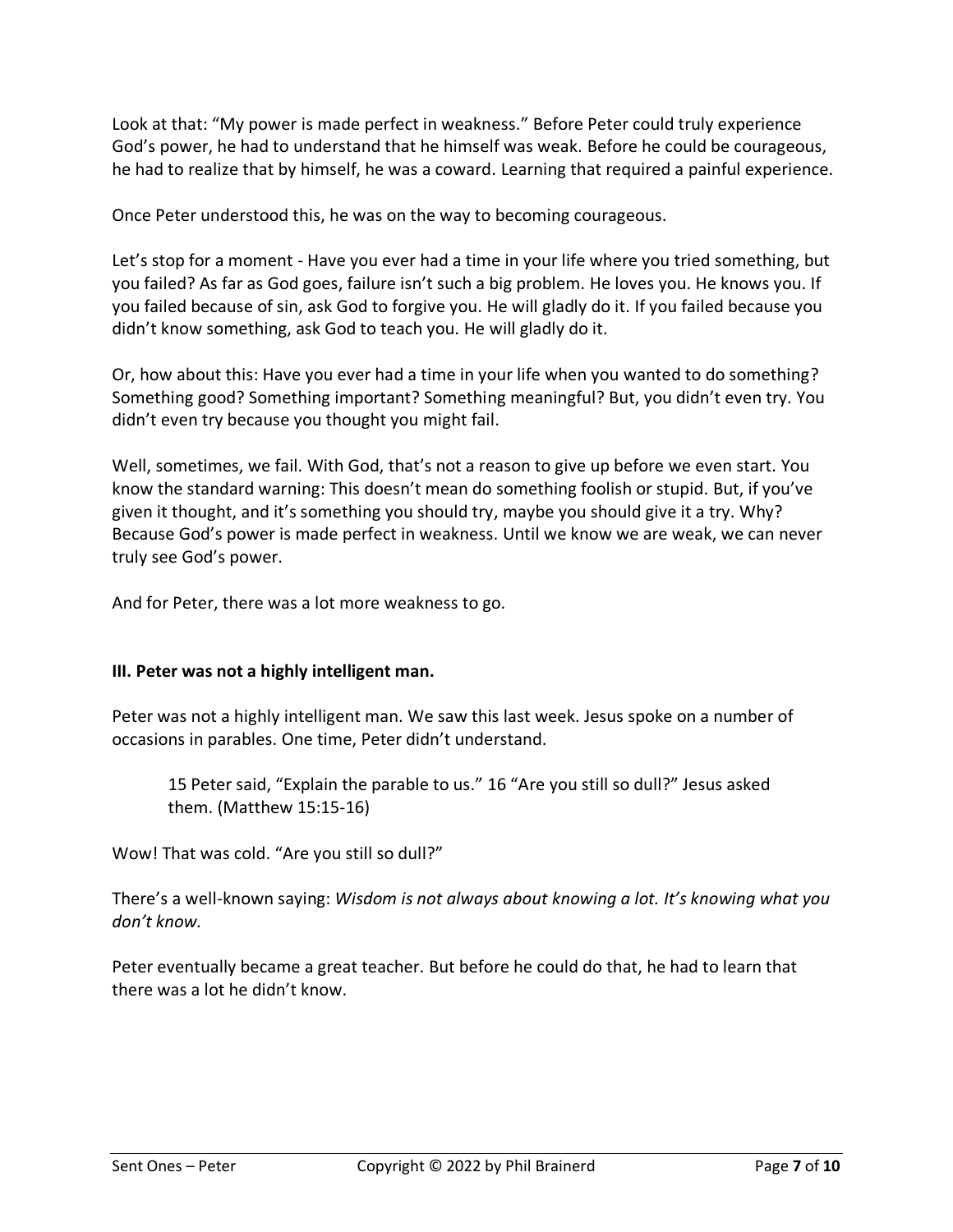Look at that: "My power is made perfect in weakness." Before Peter could truly experience God's power, he had to understand that he himself was weak. Before he could be courageous, he had to realize that by himself, he was a coward. Learning that required a painful experience.

Once Peter understood this, he was on the way to becoming courageous.

Let's stop for a moment - Have you ever had a time in your life where you tried something, but you failed? As far as God goes, failure isn't such a big problem. He loves you. He knows you. If you failed because of sin, ask God to forgive you. He will gladly do it. If you failed because you didn't know something, ask God to teach you. He will gladly do it.

Or, how about this: Have you ever had a time in your life when you wanted to do something? Something good? Something important? Something meaningful? But, you didn't even try. You didn't even try because you thought you might fail.

Well, sometimes, we fail. With God, that's not a reason to give up before we even start. You know the standard warning: This doesn't mean do something foolish or stupid. But, if you've given it thought, and it's something you should try, maybe you should give it a try. Why? Because God's power is made perfect in weakness. Until we know we are weak, we can never truly see God's power.

And for Peter, there was a lot more weakness to go.

**III. Peter was not a highly intelligent man.**

Peter was not a highly intelligent man. We saw this last week. Jesus spoke on a number of occasions in parables. One time, Peter didn't understand.

> 15 Peter said, "Explain the parable to us." 16 "Are you still so dull?" Jesus asked them. (Matthew 15:15-16)

Wow! That was cold. "Are you still so dull?"

There's a well-known saying: *Wisdom is not always about knowing a lot. It's knowing what you don't know.*

Peter eventually became a great teacher. But before he could do that, he had to learn that there was a lot he didn't know.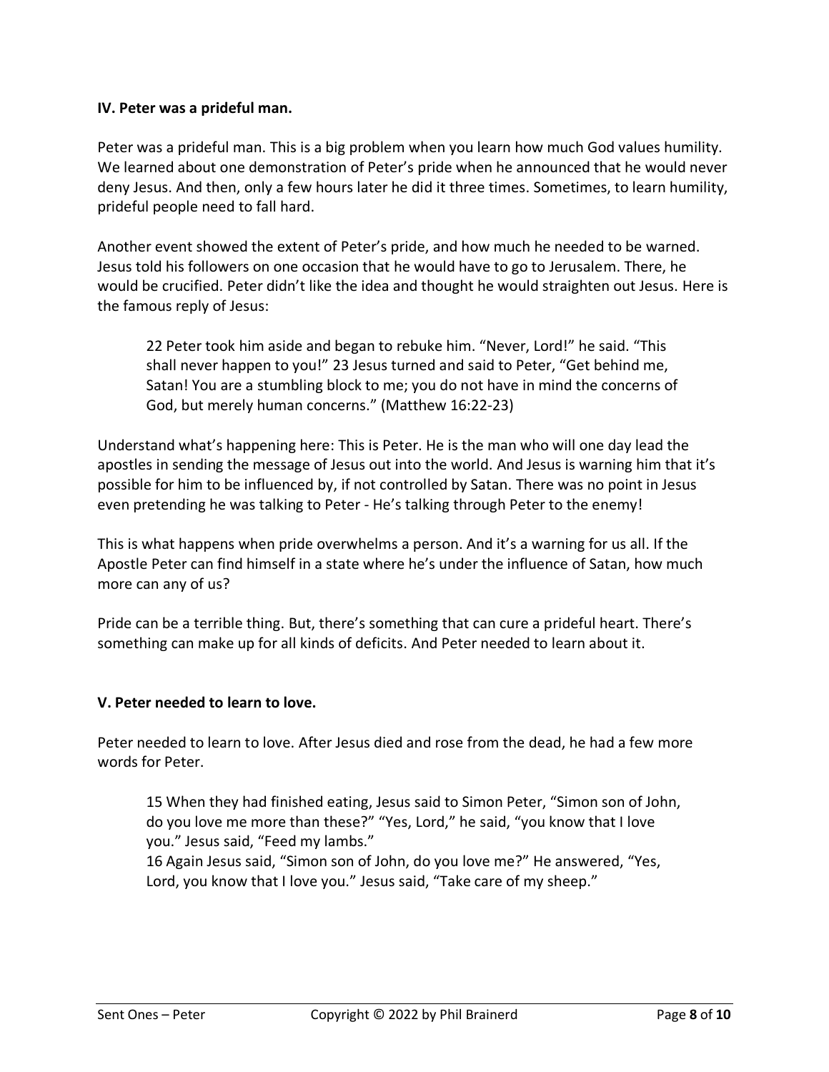**IV. Peter was a prideful man.**

Peter was a prideful man. This is a big problem when you learn how much God values humility. We learned about one demonstration of Peter's pride when he announced that he would never deny Jesus. And then, only a few hours later he did it three times. Sometimes, to learn humility, prideful people need to fall hard.

Another event showed the extent of Peter's pride, and how much he needed to be warned. Jesus told his followers on one occasion that he would have to go to Jerusalem. There, he would be crucified. Peter didn't like the idea and thought he would straighten out Jesus. Here is the famous reply of Jesus:

> 22 Peter took him aside and began to rebuke him. "Never, Lord!" he said. "This shall never happen to you!" 23 Jesus turned and said to Peter, "Get behind me, Satan! You are a stumbling block to me; you do not have in mind the concerns of God, but merely human concerns." (Matthew 16:22-23)

Understand what's happening here: This is Peter. He is the man who will one day lead the apostles in sending the message of Jesus out into the world. And Jesus is warning him that it's possible for him to be influenced by, if not controlled by Satan. There was no point in Jesus even pretending he was talking to Peter - He's talking through Peter to the enemy!

This is what happens when pride overwhelms a person. And it's a warning for us all. If the Apostle Peter can find himself in a state where he's under the influence of Satan, how much more can any of us?

Pride can be a terrible thing. But, there's something that can cure a prideful heart. There's something can make up for all kinds of deficits. And Peter needed to learn about it.

**V. Peter needed to learn to love.**

Peter needed to learn to love. After Jesus died and rose from the dead, he had a few more words for Peter.

> 15 When they had finished eating, Jesus said to Simon Peter, "Simon son of John, do you love me more than these?" "Yes, Lord," he said, "you know that I love you." Jesus said, "Feed my lambs."
> 16 Again Jesus said, "Simon son of John, do you love me?" He answered, "Yes, Lord, you know that I love you." Jesus said, "Take care of my sheep."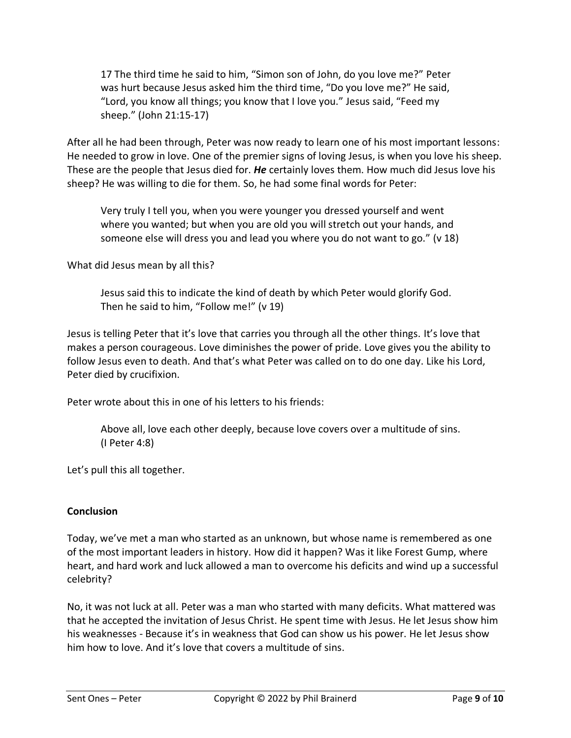> 17 The third time he said to him, "Simon son of John, do you love me?" Peter was hurt because Jesus asked him the third time, "Do you love me?" He said, "Lord, you know all things; you know that I love you." Jesus said, "Feed my sheep." (John 21:15-17)

After all he had been through, Peter was now ready to learn one of his most important lessons: He needed to grow in love. One of the premier signs of loving Jesus, is when you love his sheep. These are the people that Jesus died for. ***He*** certainly loves them. How much did Jesus love his sheep? He was willing to die for them. So, he had some final words for Peter:

> Very truly I tell you, when you were younger you dressed yourself and went where you wanted; but when you are old you will stretch out your hands, and someone else will dress you and lead you where you do not want to go." (v 18)

What did Jesus mean by all this?

> Jesus said this to indicate the kind of death by which Peter would glorify God. Then he said to him, "Follow me!" (v 19)

Jesus is telling Peter that it's love that carries you through all the other things. It's love that makes a person courageous. Love diminishes the power of pride. Love gives you the ability to follow Jesus even to death. And that's what Peter was called on to do one day. Like his Lord, Peter died by crucifixion.

Peter wrote about this in one of his letters to his friends:

> Above all, love each other deeply, because love covers over a multitude of sins. (I Peter 4:8)

Let's pull this all together.

**Conclusion**

Today, we've met a man who started as an unknown, but whose name is remembered as one of the most important leaders in history. How did it happen? Was it like Forest Gump, where heart, and hard work and luck allowed a man to overcome his deficits and wind up a successful celebrity?

No, it was not luck at all. Peter was a man who started with many deficits. What mattered was that he accepted the invitation of Jesus Christ. He spent time with Jesus. He let Jesus show him his weaknesses - Because it's in weakness that God can show us his power. He let Jesus show him how to love. And it's love that covers a multitude of sins.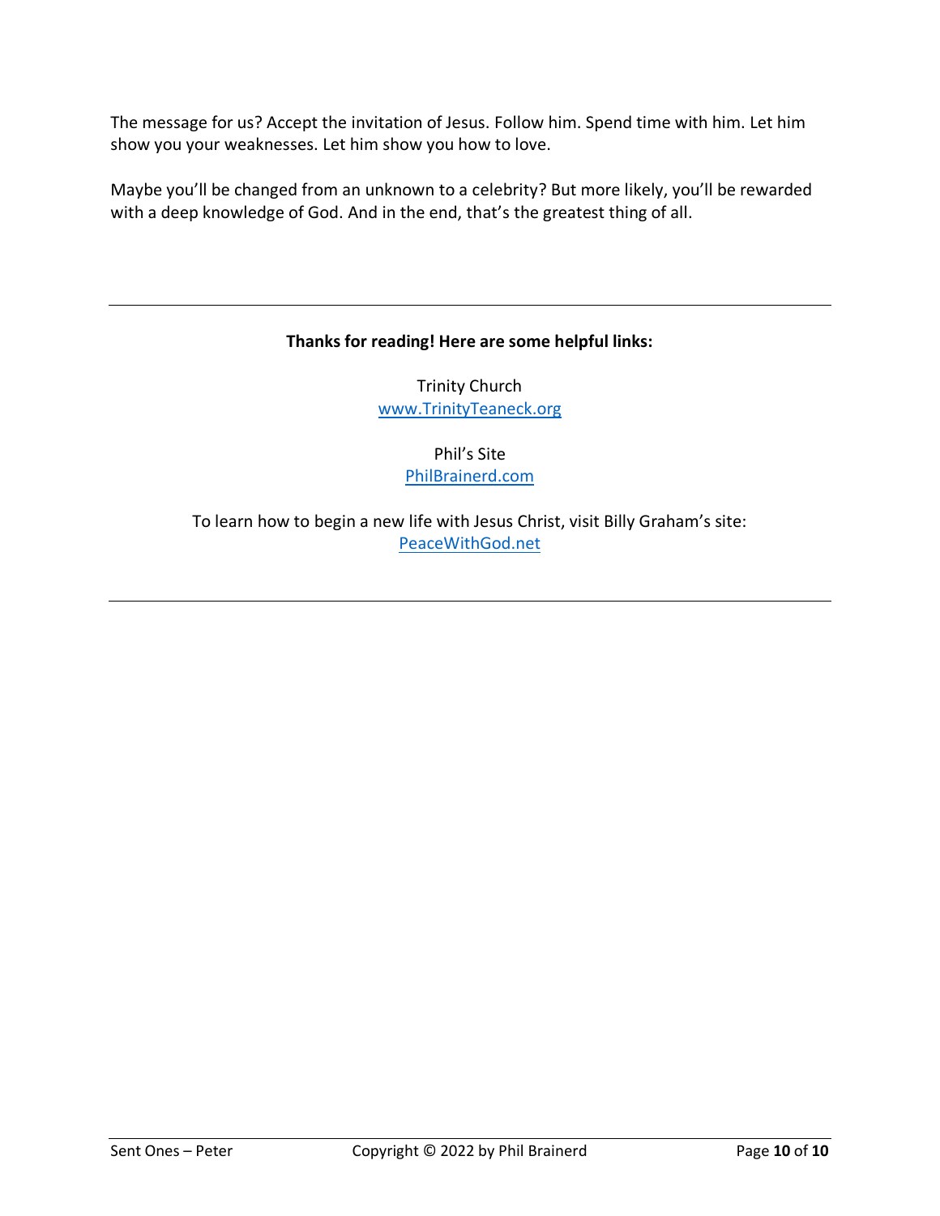The message for us? Accept the invitation of Jesus. Follow him. Spend time with him. Let him show you your weaknesses. Let him show you how to love.

Maybe you'll be changed from an unknown to a celebrity? But more likely, you'll be rewarded with a deep knowledge of God. And in the end, that's the greatest thing of all.

---

**Thanks for reading! Here are some helpful links:**

Trinity Church
www.TrinityTeaneck.org

Phil's Site
PhilBrainerd.com

To learn how to begin a new life with Jesus Christ, visit Billy Graham's site:
PeaceWithGod.net

---